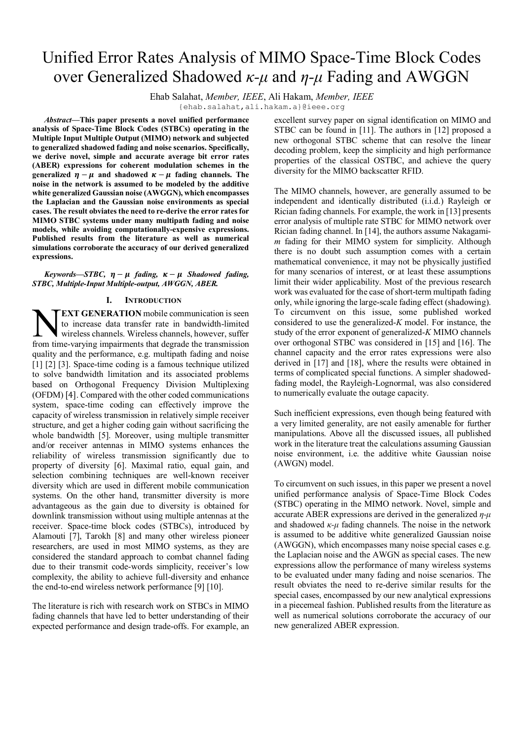# Unified Error Rates Analysis of MIMO Space-Time Block Codes over Generalized Shadowed $\kappa$-$\mu$ and $\eta$-$\mu$ Fading and AWGGN

Ehab Salahat, *Member, IEEE*, Ali Hakam, *Member, IEEE*

{ehab.salahat,ali.hakam.a}@ieee.org

***Abstract*—This paper presents a novel unified performance analysis of Space-Time Block Codes (STBCs) operating in the Multiple Input Multiple Output (MIMO) network and subjected to generalized shadowed fading and noise scenarios. Specifically, we derive novel, simple and accurate average bit error rates (ABER) expressions for coherent modulation schemes in the generalized $\eta-\mu$ and shadowed $\kappa-\mu$ fading channels. The noise in the network is assumed to be modeled by the additive white generalized Gaussian noise (AWGGN), which encompasses the Laplacian and the Gaussian noise environments as special cases. The result obviates the need to re-derive the error rates for MIMO STBC systems under many multipath fading and noise models, while avoiding computationally-expensive expressions. Published results from the literature as well as numerical simulations corroborate the accuracy of our derived generalized expressions.**

***Keywords*—*STBC, $\eta-\mu$ fading, $\kappa-\mu$ Shadowed fading, STBC, Multiple-Input Multiple-output, AWGGN, ABER.***

## I. Introduction

**NEXT GENERATION** mobile communication is seen to increase data transfer rate in bandwidth-limited wireless channels. Wireless channels, however, suffer from time-varying impairments that degrade the transmission quality and the performance, e.g. multipath fading and noise [1] [2] [3]. Space-time coding is a famous technique utilized to solve bandwidth limitation and its associated problems based on Orthogonal Frequency Division Multiplexing (OFDM) [4]. Compared with the other coded communications system, space-time coding can effectively improve the capacity of wireless transmission in relatively simple receiver structure, and get a higher coding gain without sacrificing the whole bandwidth [5]. Moreover, using multiple transmitter and/or receiver antennas in MIMO systems enhances the reliability of wireless transmission significantly due to property of diversity [6]. Maximal ratio, equal gain, and selection combining techniques are well-known receiver diversity which are used in different mobile communication systems. On the other hand, transmitter diversity is more advantageous as the gain due to diversity is obtained for downlink transmission without using multiple antennas at the receiver. Space-time block codes (STBCs), introduced by Alamouti [7], Tarokh [8] and many other wireless pioneer researchers, are used in most MIMO systems, as they are considered the standard approach to combat channel fading due to their transmit code-words simplicity, receiver's low complexity, the ability to achieve full-diversity and enhance the end-to-end wireless network performance [9] [10].

The literature is rich with research work on STBCs in MIMO fading channels that have led to better understanding of their expected performance and design trade-offs. For example, an excellent survey paper on signal identification on MIMO and STBC can be found in [11]. The authors in [12] proposed a new orthogonal STBC scheme that can resolve the linear decoding problem, keep the simplicity and high performance properties of the classical OSTBC, and achieve the query diversity for the MIMO backscatter RFID.

The MIMO channels, however, are generally assumed to be independent and identically distributed (i.i.d.) Rayleigh or Rician fading channels. For example, the work in [13] presents error analysis of multiple rate STBC for MIMO network over Rician fading channel. In [14], the authors assume Nakagami-*m* fading for their MIMO system for simplicity. Although there is no doubt such assumption comes with a certain mathematical convenience, it may not be physically justified for many scenarios of interest, or at least these assumptions limit their wider applicability. Most of the previous research work was evaluated for the case of short-term multipath fading only, while ignoring the large-scale fading effect (shadowing). To circumvent on this issue, some published worked considered to use the generalized-*K* model. For instance, the study of the error exponent of generalized-*K* MIMO channels over orthogonal STBC was considered in [15] and [16]. The channel capacity and the error rates expressions were also derived in [17] and [18], where the results were obtained in terms of complicated special functions. A simpler shadowed-fading model, the Rayleigh-Lognormal, was also considered to numerically evaluate the outage capacity.

Such inefficient expressions, even though being featured with a very limited generality, are not easily amenable for further manipulations. Above all the discussed issues, all published work in the literature treat the calculations assuming Gaussian noise environment, i.e. the additive white Gaussian noise (AWGN) model.

To circumvent on such issues, in this paper we present a novel unified performance analysis of Space-Time Block Codes (STBC) operating in the MIMO network. Novel, simple and accurate ABER expressions are derived in the generalized $\eta$-$\mu$ and shadowed $\kappa$-$\mu$ fading channels. The noise in the network is assumed to be additive white generalized Gaussian noise (AWGGN), which encompasses many noise special cases e.g. the Laplacian noise and the AWGN as special cases. The new expressions allow the performance of many wireless systems to be evaluated under many fading and noise scenarios. The result obviates the need to re-derive similar results for the special cases, encompassed by our new analytical expressions in a piecemeal fashion. Published results from the literature as well as numerical solutions corroborate the accuracy of our new generalized ABER expression.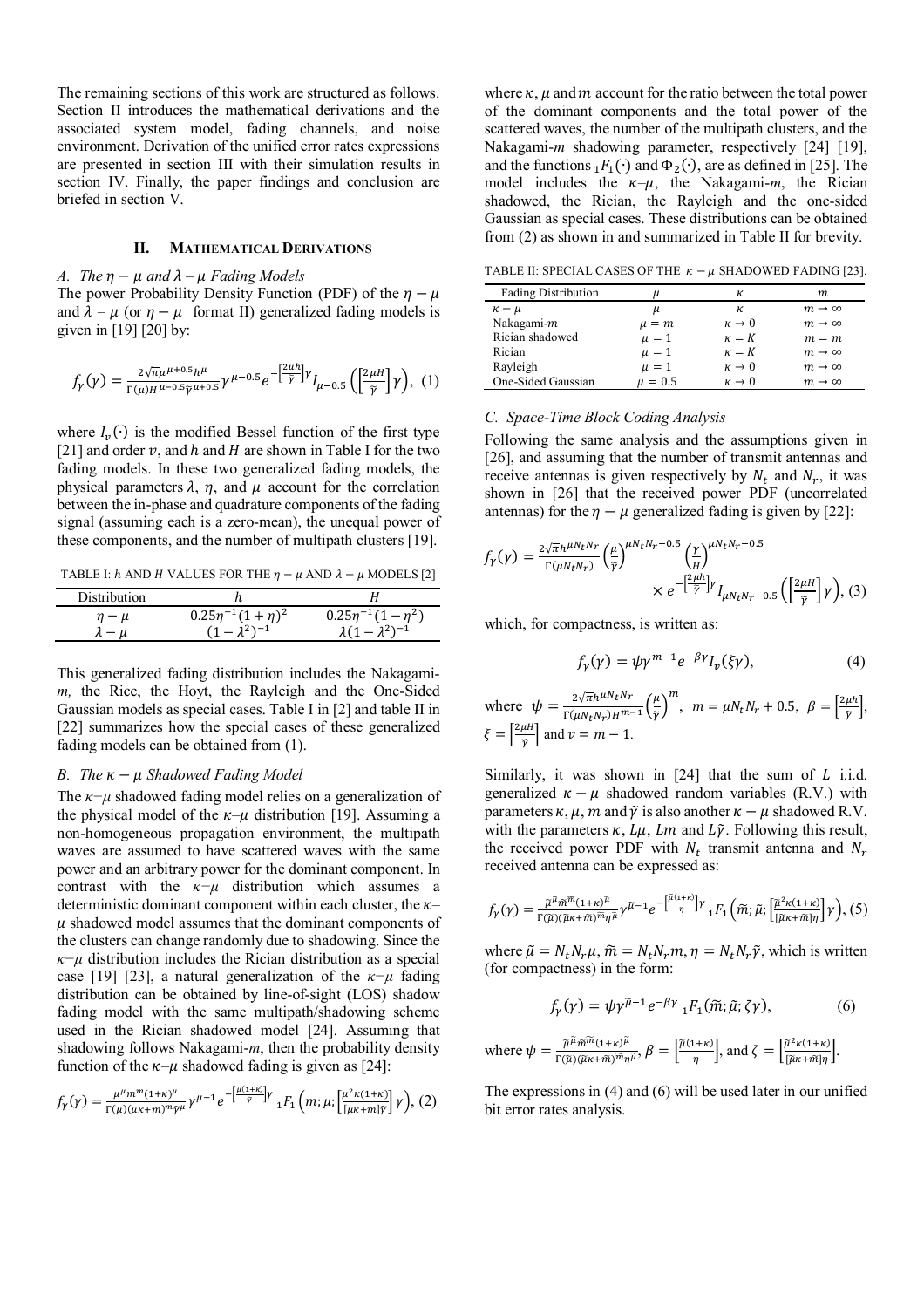The remaining sections of this work are structured as follows. Section II introduces the mathematical derivations and the associated system model, fading channels, and noise environment. Derivation of the unified error rates expressions are presented in section III with their simulation results in section IV. Finally, the paper findings and conclusion are briefed in section V.

## II. Mathematical Derivations

### A. The $\eta-\mu$ and $\lambda-\mu$ Fading Models

The power Probability Density Function (PDF) of the $\eta-\mu$ and $\lambda-\mu$ (or $\eta-\mu$ format II) generalized fading models is given in [19] [20] by:

$$f_\gamma(\gamma)=\frac{2\sqrt{\pi}\mu^{\mu+0.5}h^{\mu}}{\Gamma(\mu)H^{\mu-0.5}\bar{\gamma}^{\mu+0.5}}\gamma^{\mu-0.5}e^{-\left[\frac{2\mu h}{\bar{\gamma}}\right]\gamma}I_{\mu-0.5}\left(\left[\frac{2\mu H}{\bar{\gamma}}\right]\gamma\right), \quad (1)$$

where $I_v(\cdot)$ is the modified Bessel function of the first type [21] and order $v$, and $h$ and $H$ are shown in Table I for the two fading models. In these two generalized fading models, the physical parameters $\lambda$, $\eta$, and $\mu$ account for the correlation between the in-phase and quadrature components of the fading signal (assuming each is a zero-mean), the unequal power of these components, and the number of multipath clusters [19].

TABLE I: $h$ AND $H$ VALUES FOR THE $\eta-\mu$ AND $\lambda-\mu$ MODELS [2]

| Distribution | $h$ | $H$ |
|---|---|---|
| $\eta-\mu$ | $0.25\eta^{-1}(1+\eta)^2$ | $0.25\eta^{-1}(1-\eta^2)$ |
| $\lambda-\mu$ | $(1-\lambda^2)^{-1}$ | $\lambda(1-\lambda^2)^{-1}$ |

This generalized fading distribution includes the Nakagami-*m*, the Rice, the Hoyt, the Rayleigh and the One-Sided Gaussian models as special cases. Table I in [2] and table II in [22] summarizes how the special cases of these generalized fading models can be obtained from (1).

### B. The $\kappa-\mu$ Shadowed Fading Model

The $\kappa$–$\mu$ shadowed fading model relies on a generalization of the physical model of the $\kappa$–$\mu$ distribution [19]. Assuming a non-homogeneous propagation environment, the multipath waves are assumed to have scattered waves with the same power and an arbitrary power for the dominant component. In contrast with the $\kappa$–$\mu$ distribution which assumes a deterministic dominant component within each cluster, the $\kappa$–$\mu$ shadowed model assumes that the dominant components of the clusters can change randomly due to shadowing. Since the $\kappa$–$\mu$ distribution includes the Rician distribution as a special case [19] [23], a natural generalization of the $\kappa$–$\mu$ fading distribution can be obtained by line-of-sight (LOS) shadow fading model with the same multipath/shadowing scheme used in the Rician shadowed model [24]. Assuming that shadowing follows Nakagami-*m*, then the probability density function of the $\kappa$–$\mu$ shadowed fading is given as [24]:

$$f_\gamma(\gamma)=\frac{\mu^{\mu}m^{m}(1+\kappa)^{\mu}}{\Gamma(\mu)(\mu\kappa+m)^{m}\bar{\gamma}^{\mu}}\gamma^{\mu-1}e^{-\left[\frac{\mu(1+\kappa)}{\bar{\gamma}}\right]\gamma}{}_1F_1\left(m;\mu;\left[\frac{\mu^2\kappa(1+\kappa)}{[\mu\kappa+m]\bar{\gamma}}\right]\gamma\right), \quad (2)$$

where $\kappa$, $\mu$ and $m$ account for the ratio between the total power of the dominant components and the total power of the scattered waves, the number of the multipath clusters, and the Nakagami-*m* shadowing parameter, respectively [24] [19], and the functions ${}_1F_1(\cdot)$ and $\Phi_2(\cdot)$, are as defined in [25]. The model includes the $\kappa$–$\mu$, the Nakagami-*m*, the Rician shadowed, the Rician, the Rayleigh and the one-sided Gaussian as special cases. These distributions can be obtained from (2) as shown in and summarized in Table II for brevity.

TABLE II: SPECIAL CASES OF THE $\kappa-\mu$ SHADOWED FADING [23].

| Fading Distribution | $\mu$ | $\kappa$ | $m$ |
|---|---|---|---|
| $\kappa-\mu$ | $\mu$ | $\kappa$ | $m\to\infty$ |
| Nakagami-*m* | $\mu=m$ | $\kappa\to 0$ | $m\to\infty$ |
| Rician shadowed | $\mu=1$ | $\kappa=K$ | $m=m$ |
| Rician | $\mu=1$ | $\kappa=K$ | $m\to\infty$ |
| Rayleigh | $\mu=1$ | $\kappa\to 0$ | $m\to\infty$ |
| One-Sided Gaussian | $\mu=0.5$ | $\kappa\to 0$ | $m\to\infty$ |

### C. Space-Time Block Coding Analysis

Following the same analysis and the assumptions given in [26], and assuming that the number of transmit antennas and receive antennas is given respectively by $N_t$ and $N_r$, it was shown in [26] that the received power PDF (uncorrelated antennas) for the $\eta-\mu$ generalized fading is given by [22]:

$$f_\gamma(\gamma)=\frac{2\sqrt{\pi}h^{\mu N_tN_r}}{\Gamma(\mu N_tN_r)}\left(\frac{\mu}{\bar{\gamma}}\right)^{\mu N_tN_r+0.5}\left(\frac{\gamma}{H}\right)^{\mu N_tN_r-0.5}\times e^{-\left[\frac{2\mu h}{\bar{\gamma}}\right]\gamma}I_{\mu N_tN_r-0.5}\left(\left[\frac{2\mu H}{\bar{\gamma}}\right]\gamma\right), \quad (3)$$

which, for compactness, is written as:

$$f_\gamma(\gamma)=\psi\gamma^{m-1}e^{-\beta\gamma}I_v(\xi\gamma), \quad (4)$$

where $\psi=\frac{2\sqrt{\pi}h^{\mu N_tN_r}}{\Gamma(\mu N_tN_r)H^{m-1}}\left(\frac{\mu}{\bar{\gamma}}\right)^{m}$, $m=\mu N_tN_r+0.5$, $\beta=\left[\frac{2\mu h}{\bar{\gamma}}\right]$, $\xi=\left[\frac{2\mu H}{\bar{\gamma}}\right]$ and $v=m-1$.

Similarly, it was shown in [24] that the sum of $L$ i.i.d. generalized $\kappa-\mu$ shadowed random variables (R.V.) with parameters $\kappa,\mu,m$ and $\bar{\gamma}$ is also another $\kappa-\mu$ shadowed R.V. with the parameters $\kappa$, $L\mu$, $Lm$ and $L\bar{\gamma}$. Following this result, the received power PDF with $N_t$ transmit antenna and $N_r$ received antenna can be expressed as:

$$f_\gamma(\gamma)=\frac{\tilde{\mu}^{\tilde{\mu}}\tilde{m}^{\tilde{m}}(1+\kappa)^{\tilde{\mu}}}{\Gamma(\tilde{\mu})(\tilde{\mu}\kappa+\tilde{m})^{\tilde{m}}\eta^{\tilde{\mu}}}\gamma^{\tilde{\mu}-1}e^{-\left[\frac{\tilde{\mu}(1+\kappa)}{\eta}\right]\gamma}{}_1F_1\left(\tilde{m};\tilde{\mu};\left[\frac{\tilde{\mu}^2\kappa(1+\kappa)}{[\tilde{\mu}\kappa+\tilde{m}]\eta}\right]\gamma\right), \quad (5)$$

where $\tilde{\mu}=N_tN_r\mu$, $\tilde{m}=N_tN_rm$, $\eta=N_tN_r\bar{\gamma}$, which is written (for compactness) in the form:

$$f_\gamma(\gamma)=\psi\gamma^{\tilde{\mu}-1}e^{-\beta\gamma}{}_1F_1(\tilde{m};\tilde{\mu};\zeta\gamma), \quad (6)$$

where $\psi=\frac{\tilde{\mu}^{\tilde{\mu}}\tilde{m}^{\tilde{m}}(1+\kappa)^{\tilde{\mu}}}{\Gamma(\tilde{\mu})(\tilde{\mu}\kappa+\tilde{m})^{\tilde{m}}\eta^{\tilde{\mu}}}$, $\beta=\left[\frac{\tilde{\mu}(1+\kappa)}{\eta}\right]$, and $\zeta=\left[\frac{\tilde{\mu}^2\kappa(1+\kappa)}{[\tilde{\mu}\kappa+\tilde{m}]\eta}\right]$.

The expressions in (4) and (6) will be used later in our unified bit error rates analysis.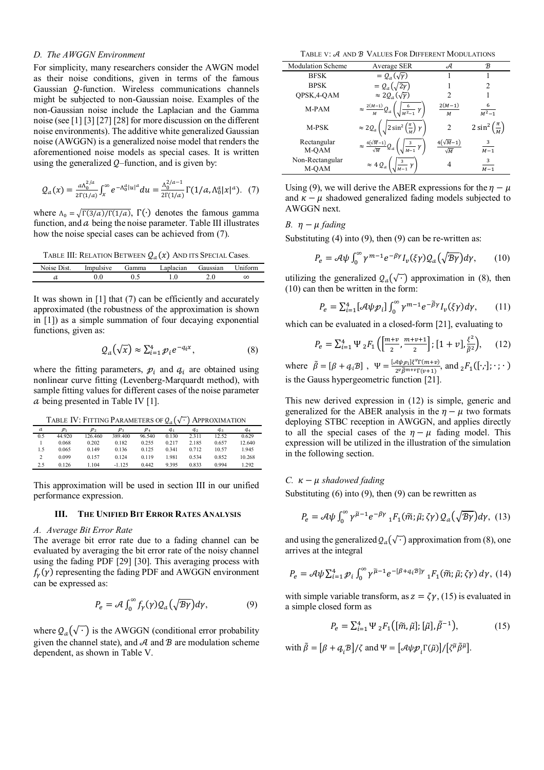### D. The AWGGN Environment

For simplicity, many researchers consider the AWGN model as their noise conditions, given in terms of the famous Gaussian $\mathcal{Q}$-function. Wireless communications channels might be subjected to non-Gaussian noise. Examples of the non-Gaussian noise include the Laplacian and the Gamma noise (see [1] [3] [27] [28] for more discussion on the different noise environments). The additive white generalized Gaussian noise (AWGGN) is a generalized noise model that renders the aforementioned noise models as special cases. It is written using the generalized $\mathcal{Q}$–function, and is given by:

$$\mathcal{Q}_a(x) = \frac{a\Lambda_0^{2/a}}{2\Gamma(1/a)}\int_x^{\infty} e^{-\Lambda_0^a|u|^a}du = \frac{\Lambda_0^{2/a-1}}{2\Gamma(1/a)}\Gamma(1/a, \Lambda_0^a|x|^a). \quad (7)$$

where $\Lambda_0 = \sqrt{\Gamma(3/a)/\Gamma(1/a)}$, $\Gamma(\cdot)$ denotes the famous gamma function, and $a$ being the noise parameter. Table III illustrates how the noise special cases can be achieved from (7).

TABLE III: RELATION BETWEEN $\mathcal{Q}_a(x)$ AND ITS SPECIAL CASES.

| Noise Dist. | Impulsive | Gamma | Laplacian | Gaussian | Uniform |
|---|---|---|---|---|---|
| $a$ | 0.0 | 0.5 | 1.0 | 2.0 | $\infty$ |

It was shown in [1] that (7) can be efficiently and accurately approximated (the robustness of the approximation is shown in [1]) as a simple summation of four decaying exponential functions, given as:

$$\mathcal{Q}_a(\sqrt{x}) \approx \sum_{i=1}^{4} p_i e^{-q_i x}, \quad (8)$$

where the fitting parameters, $p_i$ and $q_i$ are obtained using nonlinear curve fitting (Levenberg-Marquardt method), with sample fitting values for different cases of the noise parameter $a$ being presented in Table IV [1].

TABLE IV: FITTING PARAMETERS OF $\mathcal{Q}_a(\sqrt{\cdot})$ APPROXIMATION

| $a$ | $p_1$ | $p_2$ | $p_3$ | $p_4$ | $q_1$ | $q_2$ | $q_3$ | $q_4$ |
|---|---|---|---|---|---|---|---|---|
| 0.5 | 44.920 | 126.460 | 389.400 | 96.540 | 0.130 | 2.311 | 12.52 | 0.629 |
| 1 | 0.068 | 0.202 | 0.182 | 0.255 | 0.217 | 2.185 | 0.657 | 12.640 |
| 1.5 | 0.065 | 0.149 | 0.136 | 0.125 | 0.341 | 0.712 | 10.57 | 1.945 |
| 2 | 0.099 | 0.157 | 0.124 | 0.119 | 1.981 | 0.534 | 0.852 | 10.268 |
| 2.5 | 0.126 | 1.104 | -1.125 | 0.442 | 9.395 | 0.833 | 0.994 | 1.292 |

This approximation will be used in section III in our unified performance expression.

## III. THE UNIFIED BIT ERROR RATES ANALYSIS

### A. Average Bit Error Rate

The average bit error rate due to a fading channel can be evaluated by averaging the bit error rate of the noisy channel using the fading PDF [29] [30]. This averaging process with $f_\gamma(\gamma)$ representing the fading PDF and AWGGN environment can be expressed as:

$$P_e = \mathcal{A}\int_0^{\infty} f_\gamma(\gamma)\mathcal{Q}_a(\sqrt{\mathcal{B}\gamma})d\gamma, \quad (9)$$

where $\mathcal{Q}_a(\sqrt{\cdot})$ is the AWGGN (conditional error probability given the channel state), and $\mathcal{A}$ and $\mathcal{B}$ are modulation scheme dependent, as shown in Table V.

TABLE V: $\mathcal{A}$ AND $\mathcal{B}$ VALUES FOR DIFFERENT MODULATIONS

| Modulation Scheme | Average SER | $\mathcal{A}$ | $\mathcal{B}$ |
|---|---|---|---|
| BFSK | $= \mathcal{Q}_a(\sqrt{\gamma})$ | 1 | 1 |
| BPSK | $= \mathcal{Q}_a(\sqrt{2\gamma})$ | 1 | 2 |
| QPSK,4-QAM | $\approx 2\mathcal{Q}_a(\sqrt{\gamma})$ | 2 | 1 |
| M-PAM | $\approx \frac{2(M-1)}{M}\mathcal{Q}_a\left(\sqrt{\frac{6}{M^2-1}\gamma}\right)$ | $\frac{2(M-1)}{M}$ | $\frac{6}{M^2-1}$ |
| M-PSK | $\approx 2\mathcal{Q}_a\left(\sqrt{2\sin^2\left(\frac{\pi}{M}\right)\gamma}\right)$ | 2 | $2\sin^2\left(\frac{\pi}{M}\right)$ |
| Rectangular M-QAM | $\approx \frac{4(\sqrt{M}-1)}{\sqrt{M}}\mathcal{Q}_a\left(\sqrt{\frac{3}{M-1}\gamma}\right)$ | $\frac{4(\sqrt{M}-1)}{\sqrt{M}}$ | $\frac{3}{M-1}$ |
| Non-Rectangular M-QAM | $\approx 4\,\mathcal{Q}_a\left(\sqrt{\frac{3}{M-1}\gamma}\right)$ | 4 | $\frac{3}{M-1}$ |

Using (9), we will derive the ABER expressions for the $\eta-\mu$ and $\kappa-\mu$ shadowed generalized fading models subjected to AWGGN next.

### B. $\eta - \mu$ fading

Substituting (4) into (9), then (9) can be re-written as:

$$P_e = \mathcal{A}\psi\int_0^{\infty}\gamma^{m-1}e^{-\beta\gamma}I_v(\xi\gamma)\mathcal{Q}_a(\sqrt{\mathcal{B}\gamma})d\gamma, \quad (10)$$

utilizing the generalized $\mathcal{Q}_a(\sqrt{\cdot})$ approximation in (8), then (10) can then be written in the form:

$$P_e = \sum_{i=1}^{4}[\mathcal{A}\psi p_i]\int_0^{\infty}\gamma^{m-1}e^{-\tilde{\beta}\gamma}I_v(\xi\gamma)d\gamma, \quad (11)$$

which can be evaluated in a closed-form [21], evaluating to

$$P_e = \sum_{i=1}^{4}\Psi\,{}_2F_1\left(\left[\frac{m+v}{2}, \frac{m+v+1}{2}\right]; [1+v], \frac{\xi^2}{\tilde{\beta}^2}\right), \quad (12)$$

where $\tilde{\beta} = [\beta + q_i\mathcal{B}]$ , $\Psi = \frac{[\mathcal{A}\psi p_i]\xi^v\Gamma(m+v)}{2^v\tilde{\beta}^{m+v}\Gamma(v+1)}$, and ${}_2F_1([\cdot,\cdot];\cdot;\cdot)$ is the Gauss hypergeometric function [21].

This new derived expression in (12) is simple, generic and generalized for the ABER analysis in the $\eta-\mu$ two formats deploying STBC reception in AWGGN, and applies directly to all the special cases of the $\eta-\mu$ fading model. This expression will be utilized in the illustration of the simulation in the following section.

### C. $\kappa - \mu$ shadowed fading

Substituting (6) into (9), then (9) can be rewritten as

$$P_e = \mathcal{A}\psi\int_0^{\infty}\gamma^{\tilde{\mu}-1}e^{-\beta\gamma}\,{}_1F_1(\tilde{m};\tilde{\mu};\zeta\gamma)\,\mathcal{Q}_a(\sqrt{\mathcal{B}\gamma})d\gamma, \quad (13)$$

and using the generalized $\mathcal{Q}_a(\sqrt{\cdot})$ approximation from (8), one arrives at the integral

$$P_e = \mathcal{A}\psi\sum_{i=1}^{4}p_i\int_0^{\infty}\gamma^{\tilde{\mu}-1}e^{-[\beta+q_i\mathcal{B}]\gamma}\,{}_1F_1(\tilde{m};\tilde{\mu};\zeta\gamma)\,d\gamma, \quad (14)$$

with simple variable transform, as $z = \zeta\gamma$, (15) is evaluated in a simple closed form as

$$P_e = \sum_{i=1}^{4}\Psi\,{}_2F_1([\tilde{m},\tilde{\mu}];[\tilde{\mu}],\tilde{\beta}^{-1}), \quad (15)$$

with $\tilde{\beta} = [\beta + q_i\mathcal{B}]/\zeta$ and $\Psi = [\mathcal{A}\psi p_i\Gamma(\tilde{\mu})]/[\zeta^{\tilde{\mu}}\tilde{\beta}^{\tilde{\mu}}]$.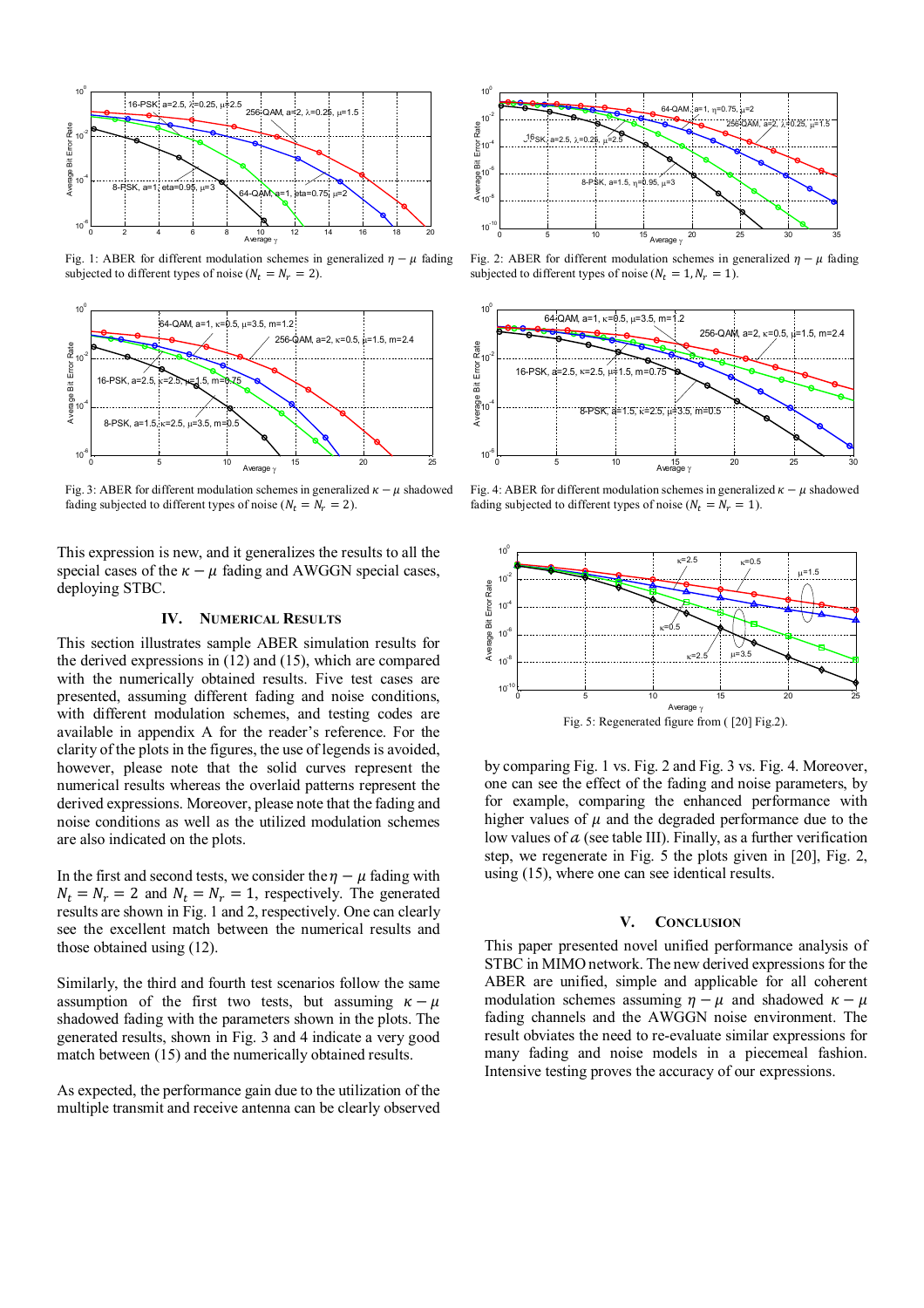Fig. 1: ABER for different modulation schemes in generalized $\eta - \mu$ fading subjected to different types of noise ($N_t = N_r = 2$).

Fig. 2: ABER for different modulation schemes in generalized $\eta - \mu$ fading subjected to different types of noise ($N_t = 1, N_r = 1$).

Fig. 3: ABER for different modulation schemes in generalized $\kappa - \mu$ shadowed fading subjected to different types of noise ($N_t = N_r = 2$).

Fig. 4: ABER for different modulation schemes in generalized $\kappa - \mu$ shadowed fading subjected to different types of noise ($N_t = N_r = 1$).

This expression is new, and it generalizes the results to all the special cases of the $\kappa - \mu$ fading and AWGGN special cases, deploying STBC.

## IV. Numerical Results

This section illustrates sample ABER simulation results for the derived expressions in (12) and (15), which are compared with the numerically obtained results. Five test cases are presented, assuming different fading and noise conditions, with different modulation schemes, and testing codes are available in appendix A for the reader's reference. For the clarity of the plots in the figures, the use of legends is avoided, however, please note that the solid curves represent the numerical results whereas the overlaid patterns represent the derived expressions. Moreover, please note that the fading and noise conditions as well as the utilized modulation schemes are also indicated on the plots.

In the first and second tests, we consider the $\eta - \mu$ fading with $N_t = N_r = 2$ and $N_t = N_r = 1$, respectively. The generated results are shown in Fig. 1 and 2, respectively. One can clearly see the excellent match between the numerical results and those obtained using (12).

Similarly, the third and fourth test scenarios follow the same assumption of the first two tests, but assuming $\kappa - \mu$ shadowed fading with the parameters shown in the plots. The generated results, shown in Fig. 3 and 4 indicate a very good match between (15) and the numerically obtained results.

As expected, the performance gain due to the utilization of the multiple transmit and receive antenna can be clearly observed by comparing Fig. 1 vs. Fig. 2 and Fig. 3 vs. Fig. 4. Moreover, one can see the effect of the fading and noise parameters, by for example, comparing the enhanced performance with higher values of $\mu$ and the degraded performance due to the low values of $a$ (see table III). Finally, as a further verification step, we regenerate in Fig. 5 the plots given in [20], Fig. 2, using (15), where one can see identical results.

Fig. 5: Regenerated figure from ( [20] Fig.2).

## V. Conclusion

This paper presented novel unified performance analysis of STBC in MIMO network. The new derived expressions for the ABER are unified, simple and applicable for all coherent modulation schemes assuming $\eta - \mu$ and shadowed $\kappa - \mu$ fading channels and the AWGGN noise environment. The result obviates the need to re-evaluate similar expressions for many fading and noise models in a piecemeal fashion. Intensive testing proves the accuracy of our expressions.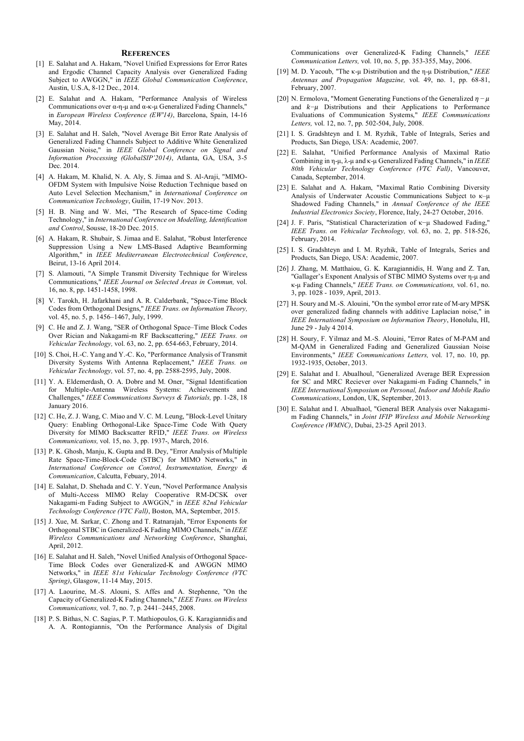## REFERENCES

[1] E. Salahat and A. Hakam, "Novel Unified Expressions for Error Rates and Ergodic Channel Capacity Analysis over Generalized Fading Subject to AWGGN," in *IEEE Global Communication Conference*, Austin, U.S.A, 8-12 Dec., 2014.

[2] E. Salahat and A. Hakam, "Performance Analysis of Wireless Communications over α-η-μ and α-κ-μ Generalized Fading Channels," in *European Wireless Conference (EW'14)*, Barcelona, Spain, 14-16 May, 2014.

[3] E. Salahat and H. Saleh, "Novel Average Bit Error Rate Analysis of Generalized Fading Channels Subject to Additive White Generalized Gaussian Noise," in *IEEE Global Conference on Signal and Information Processing (GlobalSIP'2014)*, Atlanta, GA, USA, 3-5 Dec. 2014.

[4] A. Hakam, M. Khalid, N. A. Aly, S. Jimaa and S. Al-Araji, "MIMO-OFDM System with Impulsive Noise Reduction Technique based on Auto Level Selection Mechanism," in *International Conference on Communication Technology*, Guilin, 17-19 Nov. 2013.

[5] H. B. Ning and W. Mei, "The Research of Space-time Coding Technology," in *International Conference on Modelling, Identification and Control*, Sousse, 18-20 Dec. 2015.

[6] A. Hakam, R. Shubair, S. Jimaa and E. Salahat, "Robust Interference Suppression Using a New LMS-Based Adaptive Beamforming Algorithm," in *IEEE Mediterranean Electrotechnical Conference*, Beirut, 13-16 April 2014.

[7] S. Alamouti, "A Simple Transmit Diversity Technique for Wireless Communications," *IEEE Journal on Selected Areas in Commun,* vol. 16, no. 8, pp. 1451-1458, 1998.

[8] V. Tarokh, H. Jafarkhani and A. R. Calderbank, "Space-Time Block Codes from Orthogonal Designs," *IEEE Trans. on Information Theory,* vol. 45, no. 5, p. 1456–1467, July, 1999.

[9] C. He and Z. J. Wang, "SER of Orthogonal Space–Time Block Codes Over Rician and Nakagami-m RF Backscattering," *IEEE Trans. on Vehicular Technology,* vol. 63, no. 2, pp. 654-663, February, 2014.

[10] S. Choi, H.-C. Yang and Y.-C. Ko, "Performance Analysis of Transmit Diversity Systems With Antenna Replacement," *IEEE Trans. on Vehicular Technology,* vol. 57, no. 4, pp. 2588-2595, July, 2008.

[11] Y. A. Eldemerdash, O. A. Dobre and M. Oner, "Signal Identification for Multiple-Antenna Wireless Systems: Achievements and Challenges," *IEEE Communications Surveys & Tutorials,* pp. 1-28, 18 January 2016.

[12] C. He, Z. J. Wang, C. Miao and V. C. M. Leung, "Block-Level Unitary Query: Enabling Orthogonal-Like Space-Time Code With Query Diversity for MIMO Backscatter RFID," *IEEE Trans. on Wireless Communications,* vol. 15, no. 3, pp. 1937-, March, 2016.

[13] P. K. Ghosh, Manju, K. Gupta and B. Dey, "Error Analysis of Multiple Rate Space-Time-Block-Code (STBC) for MIMO Networks," in *International Conference on Control, Instrumentation, Energy & Communication*, Calcutta, Febuary, 2014.

[14] E. Salahat, D. Shehada and C. Y. Yeun, "Novel Performance Analysis of Multi-Access MIMO Relay Cooperative RM-DCSK over Nakagami-m Fading Subject to AWGGN," in *IEEE 82nd Vehicular Technology Conference (VTC Fall)*, Boston, MA, September, 2015.

[15] J. Xue, M. Sarkar, C. Zhong and T. Ratnarajah, "Error Exponents for Orthogonal STBC in Generalized-K Fading MIMO Channels," in *IEEE Wireless Communications and Networking Conference*, Shanghai, April, 2012.

[16] E. Salahat and H. Saleh, "Novel Unified Analysis of Orthogonal Space-Time Block Codes over Generalized-K and AWGGN MIMO Networks," in *IEEE 81st Vehicular Technology Conference (VTC Spring)*, Glasgow, 11-14 May, 2015.

[17] A. Laourine, M.-S. Alouni, S. Affes and A. Stephenne, "On the Capacity of Generalized-K Fading Channels," *IEEE Trans. on Wireless Communications,* vol. 7, no. 7, p. 2441–2445, 2008.

[18] P. S. Bithas, N. C. Sagias, P. T. Mathiopoulos, G. K. Karagiannidis and A. A. Rontogiannis, "On the Performance Analysis of Digital Communications over Generalized-K Fading Channels," *IEEE Communication Letters,* vol. 10, no. 5, pp. 353-355, May, 2006.

[19] M. D. Yacoub, "The κ-μ Distribution and the η-μ Distribution," *IEEE Antennas and Propagation Magazine,* vol. 49, no. 1, pp. 68-81, February, 2007.

[20] N. Ermolova, "Moment Generating Functions of the Generalized $\eta-\mu$ and $k-\mu$ Distributions and their Applications to Performance Evaluations of Communication Systems," *IEEE Communications Letters,* vol. 12, no. 7, pp. 502-504, July, 2008.

[21] I. S. Gradshteyn and I. M. Ryzhik, Table of Integrals, Series and Products, San Diego, USA: Academic, 2007.

[22] E. Salahat, "Unified Performance Analysis of Maximal Ratio Combining in η-μ, λ-μ and κ-μ Generalized Fading Channels," in *IEEE 80th Vehicular Technology Conference (VTC Fall)*, Vancouver, Canada, September, 2014.

[23] E. Salahat and A. Hakam, "Maximal Ratio Combining Diversity Analysis of Underwater Acoustic Communications Subject to κ–μ Shadowed Fading Channels," in *Annual Conference of the IEEE Industrial Electronics Society*, Florence, Italy, 24-27 October, 2016.

[24] J. F. Paris, "Statistical Characterization of κ–μ Shadowed Fading," *IEEE Trans. on Vehicular Technology,* vol. 63, no. 2, pp. 518-526, February, 2014.

[25] I. S. Gradshteyn and I. M. Ryzhik, Table of Integrals, Series and Products, San Diego, USA: Academic, 2007.

[26] J. Zhang, M. Matthaiou, G. K. Karagiannidis, H. Wang and Z. Tan, "Gallager's Exponent Analysis of STBC MIMO Systems over η-μ and κ-μ Fading Channels," *IEEE Trans. on Communications,* vol. 61, no. 3, pp. 1028 - 1039, April, 2013.

[27] H. Soury and M.-S. Alouini, "On the symbol error rate of M-ary MPSK over generalized fading channels with additive Laplacian noise," in *IEEE International Symposium on Information Theory*, Honolulu, HI, June 29 - July 4 2014.

[28] H. Soury, F. Yilmaz and M.-S. Alouini, "Error Rates of M-PAM and M-QAM in Generalized Fading and Generalized Gaussian Noise Environments," *IEEE Communications Letters,* vol. 17, no. 10, pp. 1932-1935, October, 2013.

[29] E. Salahat and I. Abualhoul, "Generalized Average BER Expression for SC and MRC Reciever over Nakagami-m Fading Channels," in *IEEE International Symposium on Personal, Indoor and Mobile Radio Communications*, London, UK, September, 2013.

[30] E. Salahat and I. Abualhaol, "General BER Analysis over Nakagami-m Fading Channels," in *Joint IFIP Wireless and Mobile Networking Conference (WMNC)*, Dubai, 23-25 April 2013.